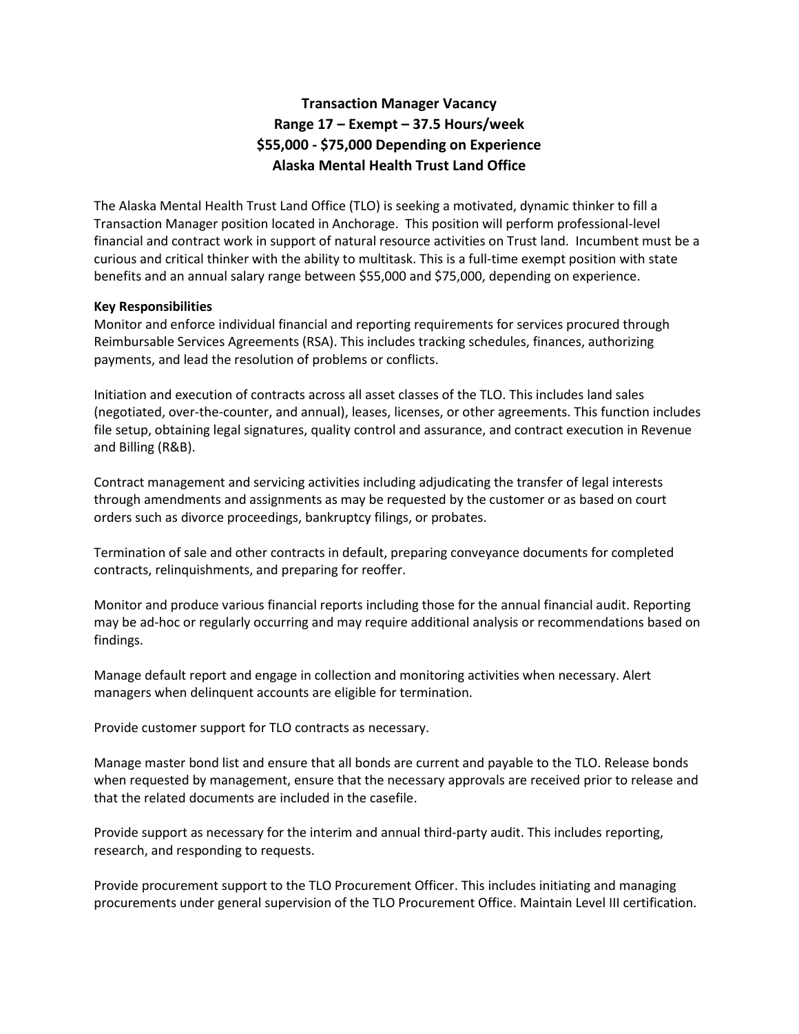# Transaction Manager Vacancy
## Range 17 – Exempt – 37.5 Hours/week
## $55,000 - $75,000 Depending on Experience
## Alaska Mental Health Trust Land Office

The Alaska Mental Health Trust Land Office (TLO) is seeking a motivated, dynamic thinker to fill a Transaction Manager position located in Anchorage. This position will perform professional-level financial and contract work in support of natural resource activities on Trust land. Incumbent must be a curious and critical thinker with the ability to multitask. This is a full-time exempt position with state benefits and an annual salary range between $55,000 and $75,000, depending on experience.

**Key Responsibilities**

Monitor and enforce individual financial and reporting requirements for services procured through Reimbursable Services Agreements (RSA). This includes tracking schedules, finances, authorizing payments, and lead the resolution of problems or conflicts.

Initiation and execution of contracts across all asset classes of the TLO. This includes land sales (negotiated, over-the-counter, and annual), leases, licenses, or other agreements. This function includes file setup, obtaining legal signatures, quality control and assurance, and contract execution in Revenue and Billing (R&B).

Contract management and servicing activities including adjudicating the transfer of legal interests through amendments and assignments as may be requested by the customer or as based on court orders such as divorce proceedings, bankruptcy filings, or probates.

Termination of sale and other contracts in default, preparing conveyance documents for completed contracts, relinquishments, and preparing for reoffer.

Monitor and produce various financial reports including those for the annual financial audit. Reporting may be ad-hoc or regularly occurring and may require additional analysis or recommendations based on findings.

Manage default report and engage in collection and monitoring activities when necessary. Alert managers when delinquent accounts are eligible for termination.

Provide customer support for TLO contracts as necessary.

Manage master bond list and ensure that all bonds are current and payable to the TLO. Release bonds when requested by management, ensure that the necessary approvals are received prior to release and that the related documents are included in the casefile.

Provide support as necessary for the interim and annual third-party audit. This includes reporting, research, and responding to requests.

Provide procurement support to the TLO Procurement Officer. This includes initiating and managing procurements under general supervision of the TLO Procurement Office. Maintain Level III certification.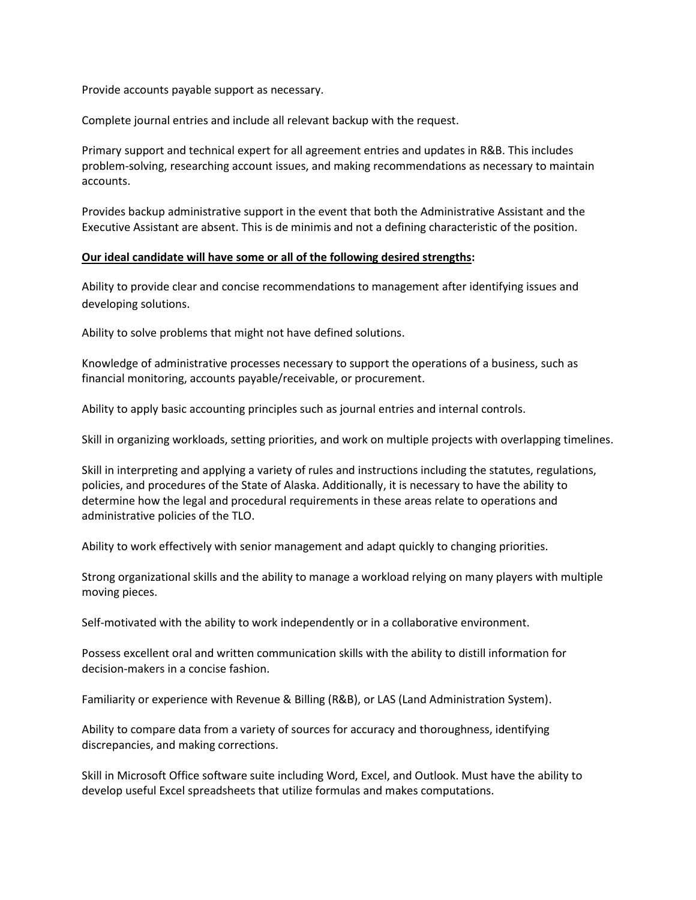Provide accounts payable support as necessary.

Complete journal entries and include all relevant backup with the request.

Primary support and technical expert for all agreement entries and updates in R&B. This includes problem-solving, researching account issues, and making recommendations as necessary to maintain accounts.

Provides backup administrative support in the event that both the Administrative Assistant and the Executive Assistant are absent. This is de minimis and not a defining characteristic of the position.

**Our ideal candidate will have some or all of the following desired strengths:**

Ability to provide clear and concise recommendations to management after identifying issues and developing solutions.

Ability to solve problems that might not have defined solutions.

Knowledge of administrative processes necessary to support the operations of a business, such as financial monitoring, accounts payable/receivable, or procurement.

Ability to apply basic accounting principles such as journal entries and internal controls.

Skill in organizing workloads, setting priorities, and work on multiple projects with overlapping timelines.

Skill in interpreting and applying a variety of rules and instructions including the statutes, regulations, policies, and procedures of the State of Alaska. Additionally, it is necessary to have the ability to determine how the legal and procedural requirements in these areas relate to operations and administrative policies of the TLO.

Ability to work effectively with senior management and adapt quickly to changing priorities.

Strong organizational skills and the ability to manage a workload relying on many players with multiple moving pieces.

Self-motivated with the ability to work independently or in a collaborative environment.

Possess excellent oral and written communication skills with the ability to distill information for decision-makers in a concise fashion.

Familiarity or experience with Revenue & Billing (R&B), or LAS (Land Administration System).

Ability to compare data from a variety of sources for accuracy and thoroughness, identifying discrepancies, and making corrections.

Skill in Microsoft Office software suite including Word, Excel, and Outlook. Must have the ability to develop useful Excel spreadsheets that utilize formulas and makes computations.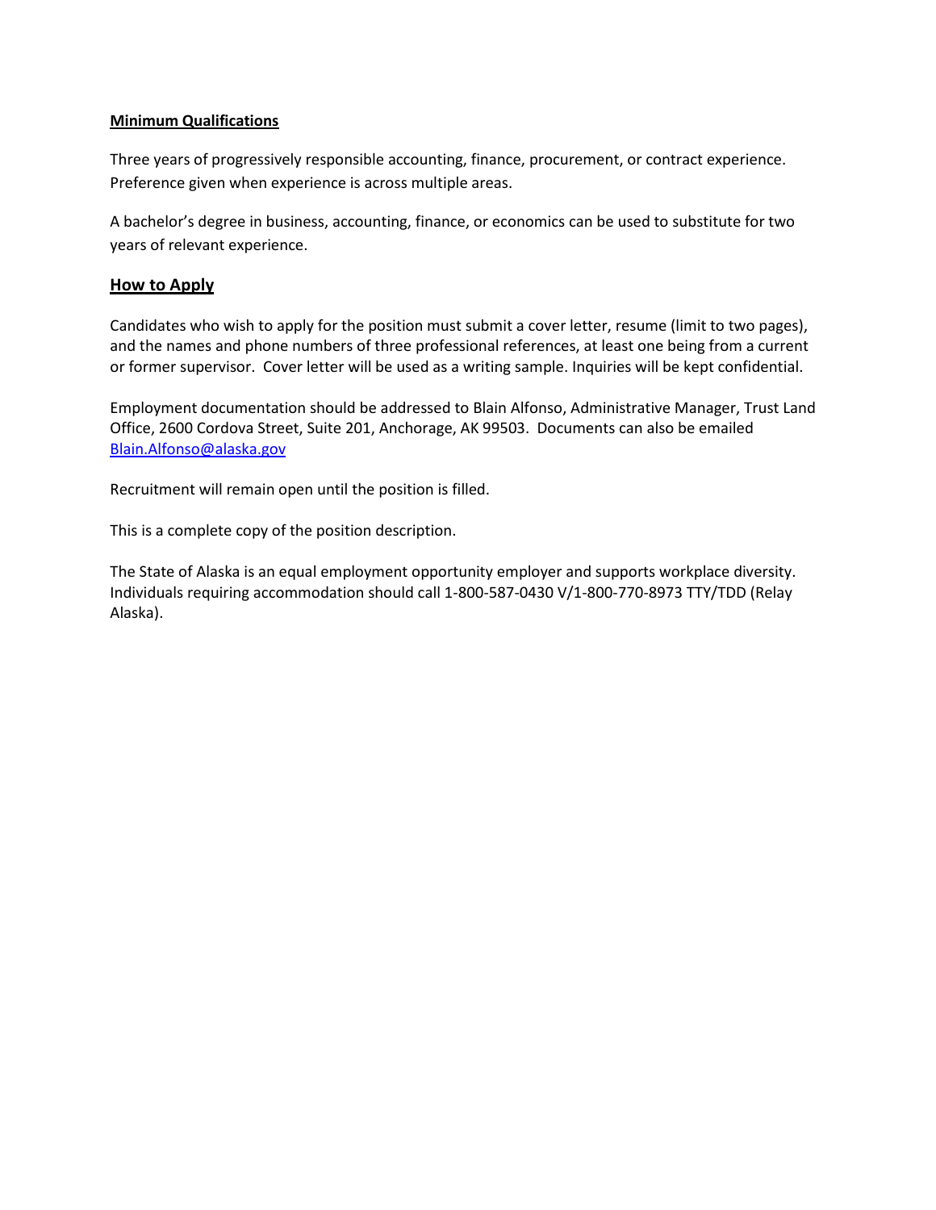## Minimum Qualifications

Three years of progressively responsible accounting, finance, procurement, or contract experience. Preference given when experience is across multiple areas.

A bachelor's degree in business, accounting, finance, or economics can be used to substitute for two years of relevant experience.

## How to Apply

Candidates who wish to apply for the position must submit a cover letter, resume (limit to two pages), and the names and phone numbers of three professional references, at least one being from a current or former supervisor. Cover letter will be used as a writing sample. Inquiries will be kept confidential.

Employment documentation should be addressed to Blain Alfonso, Administrative Manager, Trust Land Office, 2600 Cordova Street, Suite 201, Anchorage, AK 99503. Documents can also be emailed [Blain.Alfonso@alaska.gov](mailto:Blain.Alfonso@alaska.gov)

Recruitment will remain open until the position is filled.

This is a complete copy of the position description.

The State of Alaska is an equal employment opportunity employer and supports workplace diversity. Individuals requiring accommodation should call 1-800-587-0430 V/1-800-770-8973 TTY/TDD (Relay Alaska).